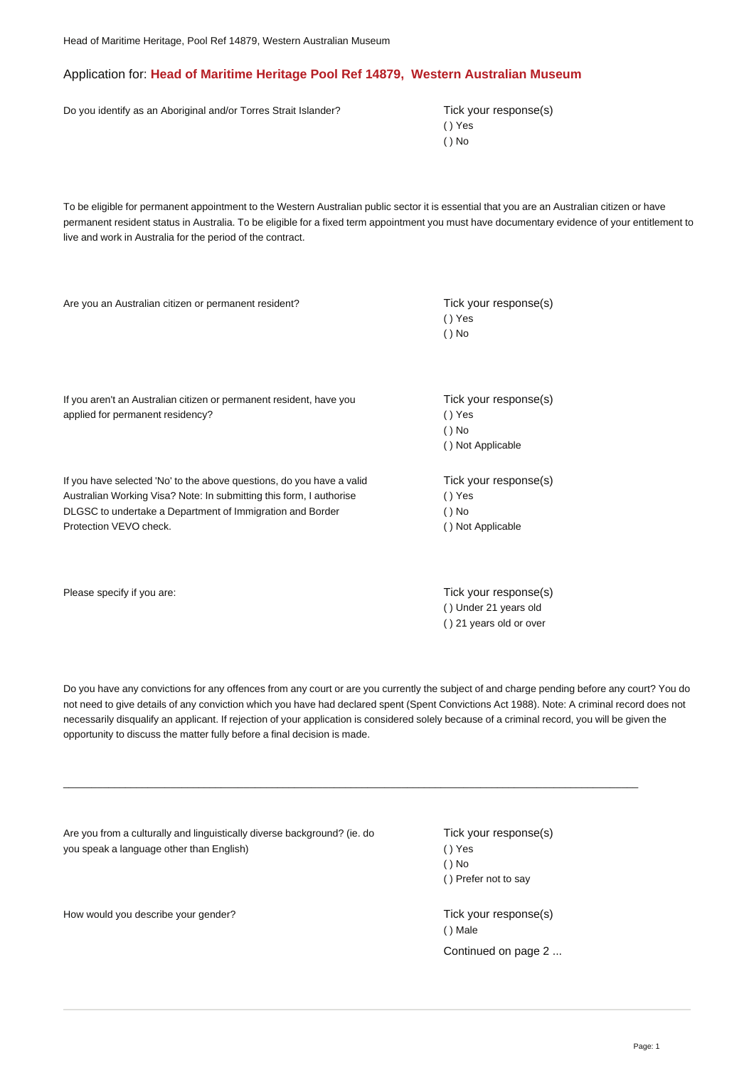## Application for: **Head of Maritime Heritage Pool Ref 14879, Western Australian Museum**

Do you identify as an Aboriginal and/or Torres Strait Islander?

Tick your response(s)
( ) Yes
( ) No

To be eligible for permanent appointment to the Western Australian public sector it is essential that you are an Australian citizen or have permanent resident status in Australia. To be eligible for a fixed term appointment you must have documentary evidence of your entitlement to live and work in Australia for the period of the contract.

Are you an Australian citizen or permanent resident?

Tick your response(s)
( ) Yes
( ) No

If you aren't an Australian citizen or permanent resident, have you applied for permanent residency?

Tick your response(s)
( ) Yes
( ) No
( ) Not Applicable

If you have selected 'No' to the above questions, do you have a valid Australian Working Visa? Note: In submitting this form, I authorise DLGSC to undertake a Department of Immigration and Border Protection VEVO check.

Tick your response(s)
( ) Yes
( ) No
( ) Not Applicable

Please specify if you are:

Tick your response(s)
( ) Under 21 years old
( ) 21 years old or over

Do you have any convictions for any offences from any court or are you currently the subject of and charge pending before any court? You do not need to give details of any conviction which you have had declared spent (Spent Convictions Act 1988). Note: A criminal record does not necessarily disqualify an applicant. If rejection of your application is considered solely because of a criminal record, you will be given the opportunity to discuss the matter fully before a final decision is made.

\_\_\_\_\_\_\_\_\_\_\_\_\_\_\_\_\_\_\_\_\_\_\_\_\_\_\_\_\_\_\_\_\_\_\_\_\_\_\_\_\_\_\_\_\_\_\_\_\_\_\_\_\_\_\_\_\_\_\_\_\_\_\_\_\_\_\_\_\_\_\_\_

Are you from a culturally and linguistically diverse background? (ie. do you speak a language other than English)

Tick your response(s)
( ) Yes
( ) No
( ) Prefer not to say

How would you describe your gender?

Tick your response(s)
( ) Male

Continued on page 2 ...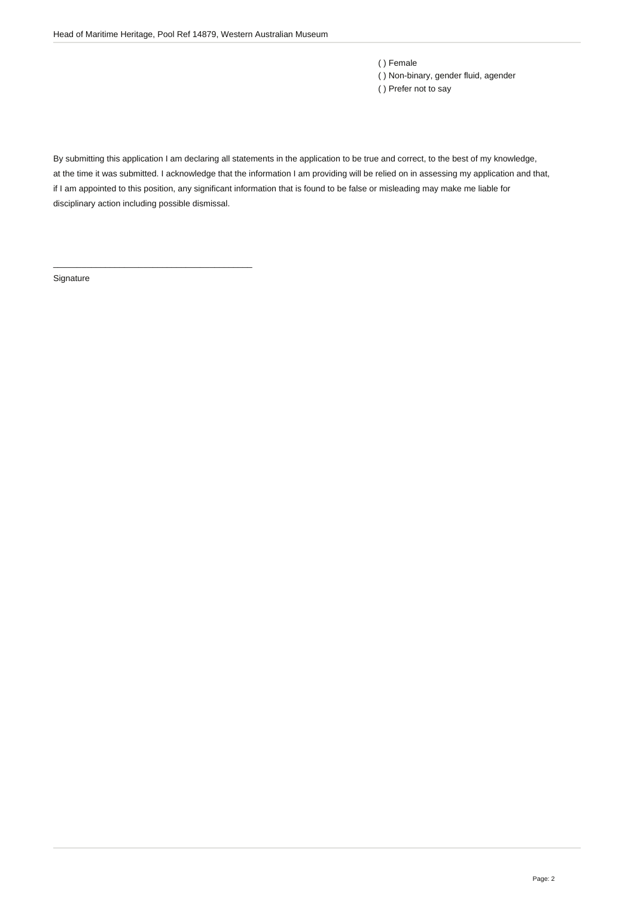( ) Female
( ) Non-binary, gender fluid, agender
( ) Prefer not to say

By submitting this application I am declaring all statements in the application to be true and correct, to the best of my knowledge, at the time it was submitted. I acknowledge that the information I am providing will be relied on in assessing my application and that, if I am appointed to this position, any significant information that is found to be false or misleading may make me liable for disciplinary action including possible dismissal.

\_\_\_\_\_\_\_\_\_\_\_\_\_\_\_\_\_\_\_\_\_\_\_\_\_\_\_\_\_\_\_\_\_\_\_\_\_\_\_\_

Signature